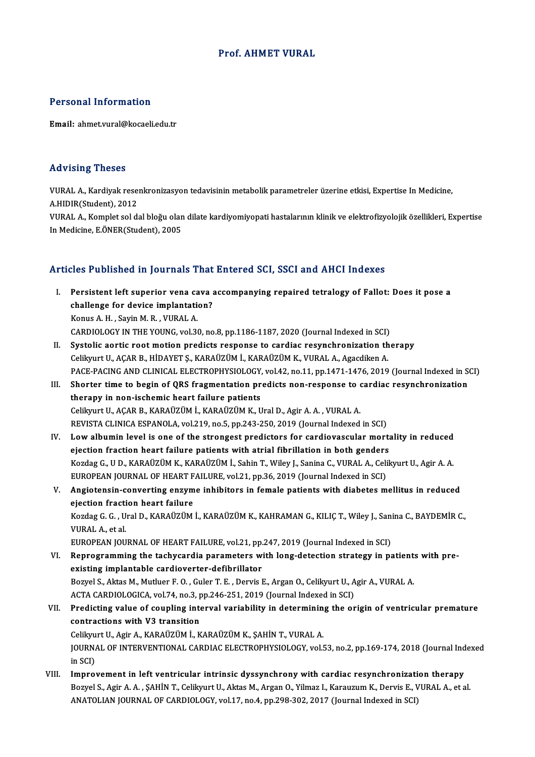# Prof. AHMET VURAL

## Personal Information

**Email:** ahmet.vural@kocaeli.edu.tr

## Advising Theses

VURAL A., Kardiyak resenkronizasyon tedavisinin metabolik parametreler üzerine etkisi, Expertise In Medicine, A.HIDIR(Student), 2012

VURAL A., Komplet sol dal bloğu olan dilate kardiyomiyopati hastalarının klinik ve elektrofizyolojik özellikleri, Expertise In Medicine, E.ÖNER(Student), 2005

## Articles Published in Journals That Entered SCI, SSCI and AHCI Indexes

I. **Persistent left superior vena cava accompanying repaired tetralogy of Fallot: Does it pose a challenge for device implantation?**
   Konus A. H. , Sayin M. R. , VURAL A.
   CARDIOLOGY IN THE YOUNG, vol.30, no.8, pp.1186-1187, 2020 (Journal Indexed in SCI)

II. **Systolic aortic root motion predicts response to cardiac resynchronization therapy**
   Celikyurt U., AÇAR B., HİDAYET Ş., KARAÜZÜM İ., KARAÜZÜM K., VURAL A., Agacdiken A.
   PACE-PACING AND CLINICAL ELECTROPHYSIOLOGY, vol.42, no.11, pp.1471-1476, 2019 (Journal Indexed in SCI)

III. **Shorter time to begin of QRS fragmentation predicts non-response to cardiac resynchronization therapy in non-ischemic heart failure patients**
   Celikyurt U., AÇAR B., KARAÜZÜM İ., KARAÜZÜM K., Ural D., Agir A. A. , VURAL A.
   REVISTA CLINICA ESPANOLA, vol.219, no.5, pp.243-250, 2019 (Journal Indexed in SCI)

IV. **Low albumin level is one of the strongest predictors for cardiovascular mortality in reduced ejection fraction heart failure patients with atrial fibrillation in both genders**
   Kozdag G., U D., KARAÜZÜM K., KARAÜZÜM İ., Sahin T., Wiley J., Sanina C., VURAL A., Celikyurt U., Agir A. A.
   EUROPEAN JOURNAL OF HEART FAILURE, vol.21, pp.36, 2019 (Journal Indexed in SCI)

V. **Angiotensin-converting enzyme inhibitors in female patients with diabetes mellitus in reduced ejection fraction heart failure**
   Kozdag G. G. , Ural D., KARAÜZÜM İ., KARAÜZÜM K., KAHRAMAN G., KILIÇ T., Wiley J., Sanina C., BAYDEMİR C., VURAL A., et al.
   EUROPEAN JOURNAL OF HEART FAILURE, vol.21, pp.247, 2019 (Journal Indexed in SCI)

VI. **Reprogramming the tachycardia parameters with long-detection strategy in patients with pre-existing implantable cardioverter-defibrillator**
   Bozyel S., Aktas M., Mutluer F. O. , Guler T. E. , Dervis E., Argan O., Celikyurt U., Agir A., VURAL A.
   ACTA CARDIOLOGICA, vol.74, no.3, pp.246-251, 2019 (Journal Indexed in SCI)

VII. **Predicting value of coupling interval variability in determining the origin of ventricular premature contractions with V3 transition**
   Celikyurt U., Agir A., KARAÜZÜM İ., KARAÜZÜM K., ŞAHİN T., VURAL A.
   JOURNAL OF INTERVENTIONAL CARDIAC ELECTROPHYSIOLOGY, vol.53, no.2, pp.169-174, 2018 (Journal Indexed in SCI)

VIII. **Improvement in left ventricular intrinsic dyssynchrony with cardiac resynchronization therapy**
   Bozyel S., Agir A. A. , ŞAHİN T., Celikyurt U., Aktas M., Argan O., Yilmaz I., Karauzum K., Dervis E., VURAL A., et al.
   ANATOLIAN JOURNAL OF CARDIOLOGY, vol.17, no.4, pp.298-302, 2017 (Journal Indexed in SCI)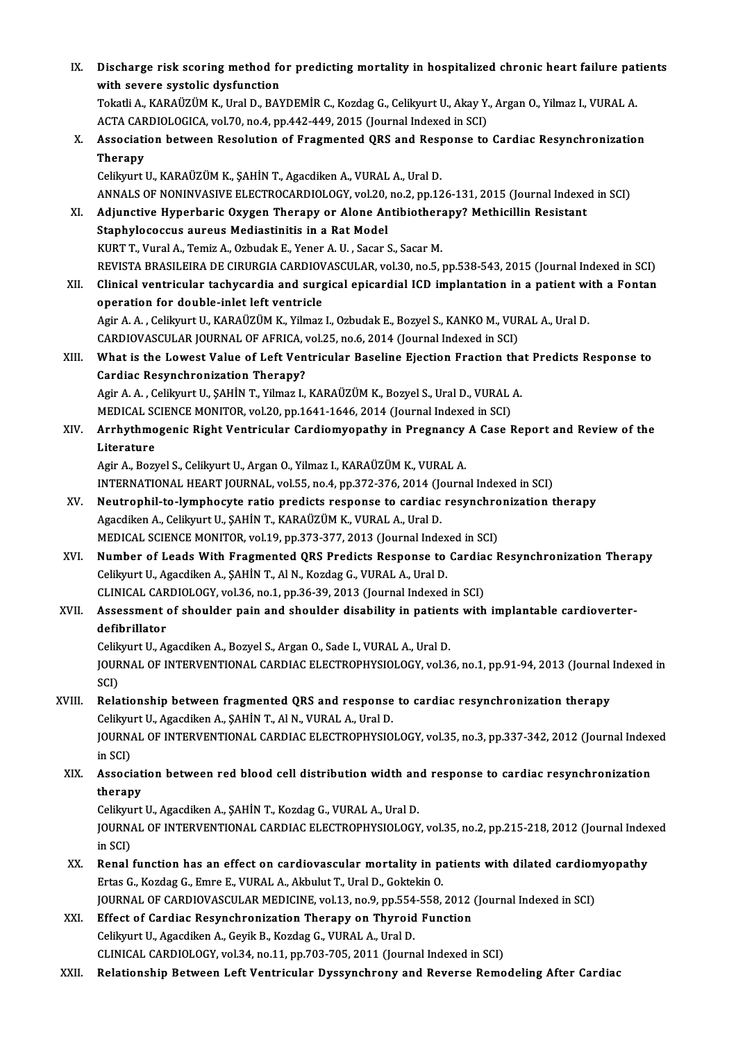IX. **Discharge risk scoring method for predicting mortality in hospitalized chronic heart failure patients with severe systolic dysfunction**
Tokatli A., KARAÜZÜM K., Ural D., BAYDEMİR C., Kozdag G., Celikyurt U., Akay Y., Argan O., Yilmaz I., VURAL A.
ACTA CARDIOLOGICA, vol.70, no.4, pp.442-449, 2015 (Journal Indexed in SCI)

X. **Association between Resolution of Fragmented QRS and Response to Cardiac Resynchronization Therapy**
Celikyurt U., KARAÜZÜM K., ŞAHİN T., Agacdiken A., VURAL A., Ural D.
ANNALS OF NONINVASIVE ELECTROCARDIOLOGY, vol.20, no.2, pp.126-131, 2015 (Journal Indexed in SCI)

XI. **Adjunctive Hyperbaric Oxygen Therapy or Alone Antibiotherapy? Methicillin Resistant Staphylococcus aureus Mediastinitis in a Rat Model**
KURT T., Vural A., Temiz A., Ozbudak E., Yener A. U. , Sacar S., Sacar M.
REVISTA BRASILEIRA DE CIRURGIA CARDIOVASCULAR, vol.30, no.5, pp.538-543, 2015 (Journal Indexed in SCI)

XII. **Clinical ventricular tachycardia and surgical epicardial ICD implantation in a patient with a Fontan operation for double-inlet left ventricle**
Agir A. A. , Celikyurt U., KARAÜZÜM K., Yilmaz I., Ozbudak E., Bozyel S., KANKO M., VURAL A., Ural D.
CARDIOVASCULAR JOURNAL OF AFRICA, vol.25, no.6, 2014 (Journal Indexed in SCI)

XIII. **What is the Lowest Value of Left Ventricular Baseline Ejection Fraction that Predicts Response to Cardiac Resynchronization Therapy?**
Agir A. A. , Celikyurt U., ŞAHİN T., Yilmaz I., KARAÜZÜM K., Bozyel S., Ural D., VURAL A.
MEDICAL SCIENCE MONITOR, vol.20, pp.1641-1646, 2014 (Journal Indexed in SCI)

XIV. **Arrhythmogenic Right Ventricular Cardiomyopathy in Pregnancy A Case Report and Review of the Literature**
Agir A., Bozyel S., Celikyurt U., Argan O., Yilmaz I., KARAÜZÜM K., VURAL A.
INTERNATIONAL HEART JOURNAL, vol.55, no.4, pp.372-376, 2014 (Journal Indexed in SCI)

XV. **Neutrophil-to-lymphocyte ratio predicts response to cardiac resynchronization therapy**
Agacdiken A., Celikyurt U., ŞAHİN T., KARAÜZÜM K., VURAL A., Ural D.
MEDICAL SCIENCE MONITOR, vol.19, pp.373-377, 2013 (Journal Indexed in SCI)

XVI. **Number of Leads With Fragmented QRS Predicts Response to Cardiac Resynchronization Therapy**
Celikyurt U., Agacdiken A., ŞAHİN T., Al N., Kozdag G., VURAL A., Ural D.
CLINICAL CARDIOLOGY, vol.36, no.1, pp.36-39, 2013 (Journal Indexed in SCI)

XVII. **Assessment of shoulder pain and shoulder disability in patients with implantable cardioverter-defibrillator**
Celikyurt U., Agacdiken A., Bozyel S., Argan O., Sade I., VURAL A., Ural D.
JOURNAL OF INTERVENTIONAL CARDIAC ELECTROPHYSIOLOGY, vol.36, no.1, pp.91-94, 2013 (Journal Indexed in SCI)

XVIII. **Relationship between fragmented QRS and response to cardiac resynchronization therapy**
Celikyurt U., Agacdiken A., ŞAHİN T., Al N., VURAL A., Ural D.
JOURNAL OF INTERVENTIONAL CARDIAC ELECTROPHYSIOLOGY, vol.35, no.3, pp.337-342, 2012 (Journal Indexed in SCI)

XIX. **Association between red blood cell distribution width and response to cardiac resynchronization therapy**
Celikyurt U., Agacdiken A., ŞAHİN T., Kozdag G., VURAL A., Ural D.
JOURNAL OF INTERVENTIONAL CARDIAC ELECTROPHYSIOLOGY, vol.35, no.2, pp.215-218, 2012 (Journal Indexed in SCI)

XX. **Renal function has an effect on cardiovascular mortality in patients with dilated cardiomyopathy**
Ertas G., Kozdag G., Emre E., VURAL A., Akbulut T., Ural D., Goktekin O.
JOURNAL OF CARDIOVASCULAR MEDICINE, vol.13, no.9, pp.554-558, 2012 (Journal Indexed in SCI)

XXI. **Effect of Cardiac Resynchronization Therapy on Thyroid Function**
Celikyurt U., Agacdiken A., Geyik B., Kozdag G., VURAL A., Ural D.
CLINICAL CARDIOLOGY, vol.34, no.11, pp.703-705, 2011 (Journal Indexed in SCI)

XXII. **Relationship Between Left Ventricular Dyssynchrony and Reverse Remodeling After Cardiac**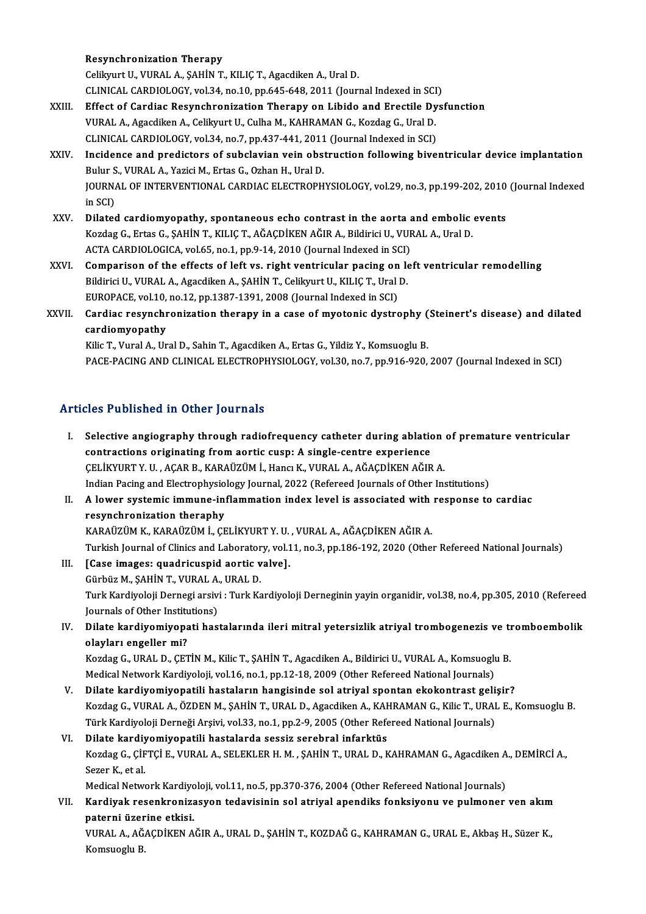Resynchronization Therapy
Celikyurt U., VURAL A., ŞAHİN T., KILIÇ T., Agacdiken A., Ural D.
CLINICAL CARDIOLOGY, vol.34, no.10, pp.645-648, 2011 (Journal Indexed in SCI)

XXIII. **Effect of Cardiac Resynchronization Therapy on Libido and Erectile Dysfunction**
VURAL A., Agacdiken A., Celikyurt U., Culha M., KAHRAMAN G., Kozdag G., Ural D.
CLINICAL CARDIOLOGY, vol.34, no.7, pp.437-441, 2011 (Journal Indexed in SCI)

XXIV. **Incidence and predictors of subclavian vein obstruction following biventricular device implantation**
Bulur S., VURAL A., Yazici M., Ertas G., Ozhan H., Ural D.
JOURNAL OF INTERVENTIONAL CARDIAC ELECTROPHYSIOLOGY, vol.29, no.3, pp.199-202, 2010 (Journal Indexed in SCI)

XXV. **Dilated cardiomyopathy, spontaneous echo contrast in the aorta and embolic events**
Kozdag G., Ertas G., ŞAHİN T., KILIÇ T., AĞAÇDİKEN AĞIR A., Bildirici U., VURAL A., Ural D.
ACTA CARDIOLOGICA, vol.65, no.1, pp.9-14, 2010 (Journal Indexed in SCI)

XXVI. **Comparison of the effects of left vs. right ventricular pacing on left ventricular remodelling**
Bildirici U., VURAL A., Agacdiken A., ŞAHİN T., Celikyurt U., KILIÇ T., Ural D.
EUROPACE, vol.10, no.12, pp.1387-1391, 2008 (Journal Indexed in SCI)

XXVII. **Cardiac resynchronization therapy in a case of myotonic dystrophy (Steinert's disease) and dilated cardiomyopathy**
Kilic T., Vural A., Ural D., Sahin T., Agacdiken A., Ertas G., Yildiz Y., Komsuoglu B.
PACE-PACING AND CLINICAL ELECTROPHYSIOLOGY, vol.30, no.7, pp.916-920, 2007 (Journal Indexed in SCI)

## Articles Published in Other Journals

I. **Selective angiography through radiofrequency catheter during ablation of premature ventricular contractions originating from aortic cusp: A single-centre experience**
ÇELİKYURT Y. U. , AÇAR B., KARAÜZÜM İ., Hancı K., VURAL A., AĞAÇDİKEN AĞIR A.
Indian Pacing and Electrophysiology Journal, 2022 (Refereed Journals of Other Institutions)

II. **A lower systemic immune-inflammation index level is associated with response to cardiac resynchronization theraphy**
KARAÜZÜM K., KARAÜZÜM İ., ÇELİKYURT Y. U. , VURAL A., AĞAÇDİKEN AĞIR A.
Turkish Journal of Clinics and Laboratory, vol.11, no.3, pp.186-192, 2020 (Other Refereed National Journals)

III. **[Case images: quadricuspid aortic valve].**
Gürbüz M., ŞAHİN T., VURAL A., URAL D.
Turk Kardiyoloji Dernegi arsivi : Turk Kardiyoloji Derneginin yayin organidir, vol.38, no.4, pp.305, 2010 (Refereed Journals of Other Institutions)

IV. **Dilate kardiyomiyopati hastalarında ileri mitral yetersizlik atriyal trombogenezis ve tromboembolik olayları engeller mi?**
Kozdag G., URAL D., ÇETİN M., Kilic T., ŞAHİN T., Agacdiken A., Bildirici U., VURAL A., Komsuoglu B.
Medical Network Kardiyoloji, vol.16, no.1, pp.12-18, 2009 (Other Refereed National Journals)

V. **Dilate kardiyomiyopatili hastaların hangisinde sol atriyal spontan ekokontrast gelişir?**
Kozdag G., VURAL A., ÖZDEN M., ŞAHİN T., URAL D., Agacdiken A., KAHRAMAN G., Kilic T., URAL E., Komsuoglu B.
Türk Kardiyoloji Derneği Arşivi, vol.33, no.1, pp.2-9, 2005 (Other Refereed National Journals)

VI. **Dilate kardiyomiyopatili hastalarda sessiz serebral infarktüs**
Kozdag G., ÇİFTÇİ E., VURAL A., SELEKLER H. M. , ŞAHİN T., URAL D., KAHRAMAN G., Agacdiken A., DEMİRCİ A., Sezer K., et al.
Medical Network Kardiyoloji, vol.11, no.5, pp.370-376, 2004 (Other Refereed National Journals)

VII. **Kardiyak resenkronizasyon tedavisinin sol atriyal apendiks fonksiyonu ve pulmoner ven akım paterni üzerine etkisi.**
VURAL A., AĞAÇDİKEN AĞIR A., URAL D., ŞAHİN T., KOZDAĞ G., KAHRAMAN G., URAL E., Akbaş H., Süzer K., Komsuoglu B.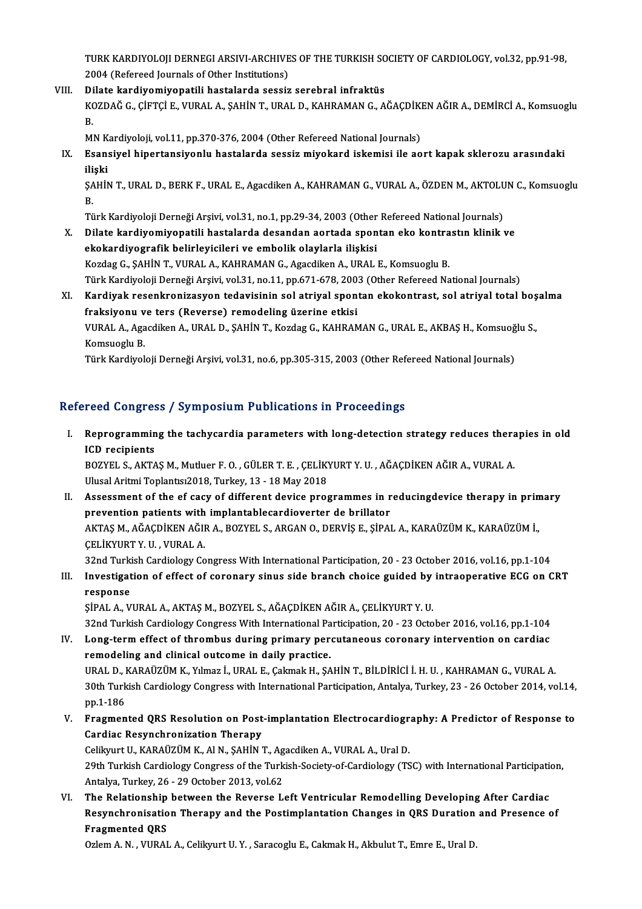TURK KARDIYOLOJI DERNEGI ARSIVI-ARCHIVES OF THE TURKISH SOCIETY OF CARDIOLOGY, vol.32, pp.91-98, 2004 (Refereed Journals of Other Institutions)

VIII. **Dilate kardiyomiyopatili hastalarda sessiz serebral infraktüs**
KOZDAĞ G., ÇİFTÇİ E., VURAL A., ŞAHİN T., URAL D., KAHRAMAN G., AĞAÇDİKEN AĞIR A., DEMİRCİ A., Komsuoglu B.
MN Kardiyoloji, vol.11, pp.370-376, 2004 (Other Refereed National Journals)

IX. **Esansiyel hipertansiyonlu hastalarda sessiz miyokard iskemisi ile aort kapak sklerozu arasındaki ilişki**
ŞAHİN T., URAL D., BERK F., URAL E., Agacdiken A., KAHRAMAN G., VURAL A., ÖZDEN M., AKTOLUN C., Komsuoglu B.
Türk Kardiyoloji Derneği Arşivi, vol.31, no.1, pp.29-34, 2003 (Other Refereed National Journals)

X. **Dilate kardiyomiyopatili hastalarda desandan aortada spontan eko kontrastın klinik ve ekokardiyografik belirleyicileri ve embolik olaylarla ilişkisi**
Kozdag G., ŞAHİN T., VURAL A., KAHRAMAN G., Agacdiken A., URAL E., Komsuoglu B.
Türk Kardiyoloji Derneği Arşivi, vol.31, no.11, pp.671-678, 2003 (Other Refereed National Journals)

XI. **Kardiyak resenkronizasyon tedavisinin sol atriyal spontan ekokontrast, sol atriyal total boşalma fraksiyonu ve ters (Reverse) remodeling üzerine etkisi**
VURAL A., Agacdiken A., URAL D., ŞAHİN T., Kozdag G., KAHRAMAN G., URAL E., AKBAŞ H., Komsuoğlu S., Komsuoglu B.
Türk Kardiyoloji Derneği Arşivi, vol.31, no.6, pp.305-315, 2003 (Other Refereed National Journals)

## Refereed Congress / Symposium Publications in Proceedings

I. **Reprogramming the tachycardia parameters with long-detection strategy reduces therapies in old ICD recipients**
BOZYEL S., AKTAŞ M., Mutluer F. O. , GÜLER T. E. , ÇELİKYURT Y. U. , AĞAÇDİKEN AĞIR A., VURAL A.
Ulusal Aritmi Toplantısı2018, Turkey, 13 - 18 May 2018

II. **Assessment of the ef cacy of different device programmes in reducingdevice therapy in primary prevention patients with implantablecardioverter de brillator**
AKTAŞ M., AĞAÇDİKEN AĞIR A., BOZYEL S., ARGAN O., DERVİŞ E., ŞİPAL A., KARAÜZÜM K., KARAÜZÜM İ., ÇELİKYURT Y. U. , VURAL A.
32nd Turkish Cardiology Congress With International Participation, 20 - 23 October 2016, vol.16, pp.1-104

III. **Investigation of effect of coronary sinus side branch choice guided by intraoperative ECG on CRT response**
ŞİPAL A., VURAL A., AKTAŞ M., BOZYEL S., AĞAÇDİKEN AĞIR A., ÇELİKYURT Y. U.
32nd Turkish Cardiology Congress With International Participation, 20 - 23 October 2016, vol.16, pp.1-104

IV. **Long-term effect of thrombus during primary percutaneous coronary intervention on cardiac remodeling and clinical outcome in daily practice.**
URAL D., KARAÜZÜM K., Yılmaz İ., URAL E., Çakmak H., ŞAHİN T., BİLDİRİCİ İ. H. U. , KAHRAMAN G., VURAL A.
30th Turkish Cardiology Congress with International Participation, Antalya, Turkey, 23 - 26 October 2014, vol.14, pp.1-186

V. **Fragmented QRS Resolution on Post-implantation Electrocardiography: A Predictor of Response to Cardiac Resynchronization Therapy**
Celikyurt U., KARAÜZÜM K., Al N., ŞAHİN T., Agacdiken A., VURAL A., Ural D.
29th Turkish Cardiology Congress of the Turkish-Society-of-Cardiology (TSC) with International Participation, Antalya, Turkey, 26 - 29 October 2013, vol.62

VI. **The Relationship between the Reverse Left Ventricular Remodelling Developing After Cardiac Resynchronisation Therapy and the Postimplantation Changes in QRS Duration and Presence of Fragmented QRS**
Ozlem A. N. , VURAL A., Celikyurt U. Y. , Saracoglu E., Cakmak H., Akbulut T., Emre E., Ural D.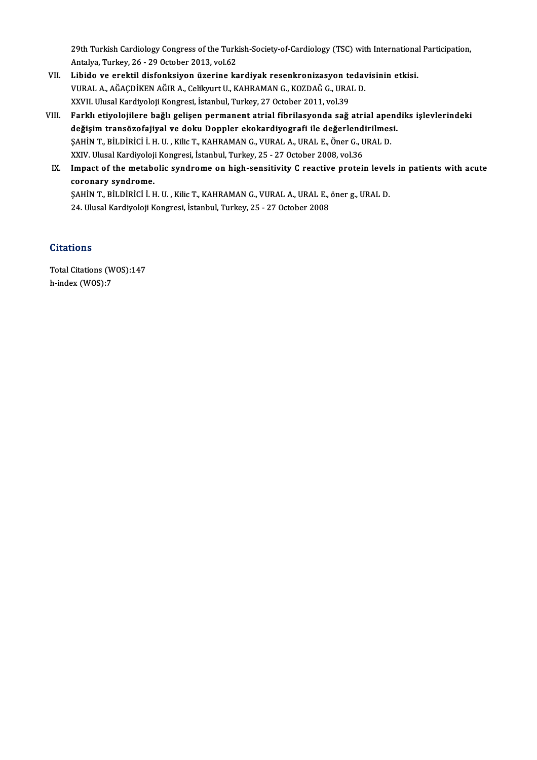29th Turkish Cardiology Congress of the Turkish-Society-of-Cardiology (TSC) with International Participation, Antalya, Turkey, 26 - 29 October 2013, vol.62

VII. **Libido ve erektil disfonksiyon üzerine kardiyak resenkronizasyon tedavisinin etkisi.**
VURAL A., AĞAÇDİKEN AĞIR A., Celikyurt U., KAHRAMAN G., KOZDAĞ G., URAL D.
XXVII. Ulusal Kardiyoloji Kongresi, İstanbul, Turkey, 27 October 2011, vol.39

VIII. **Farklı etiyolojilere bağlı gelişen permanent atrial fibrilasyonda sağ atrial apendiks işlevlerindeki değişim transözofajiyal ve doku Doppler ekokardiyografi ile değerlendirilmesi.**
ŞAHİN T., BİLDİRİCİ İ. H. U. , Kilic T., KAHRAMAN G., VURAL A., URAL E., Öner G., URAL D.
XXIV. Ulusal Kardiyoloji Kongresi, İstanbul, Turkey, 25 - 27 October 2008, vol.36

IX. **Impact of the metabolic syndrome on high-sensitivity C reactive protein levels in patients with acute coronary syndrome.**
ŞAHİN T., BİLDİRİCİ İ. H. U. , Kilic T., KAHRAMAN G., VURAL A., URAL E., öner g., URAL D.
24. Ulusal Kardiyoloji Kongresi, İstanbul, Turkey, 25 - 27 October 2008

## Citations

Total Citations (WOS):147
h-index (WOS):7